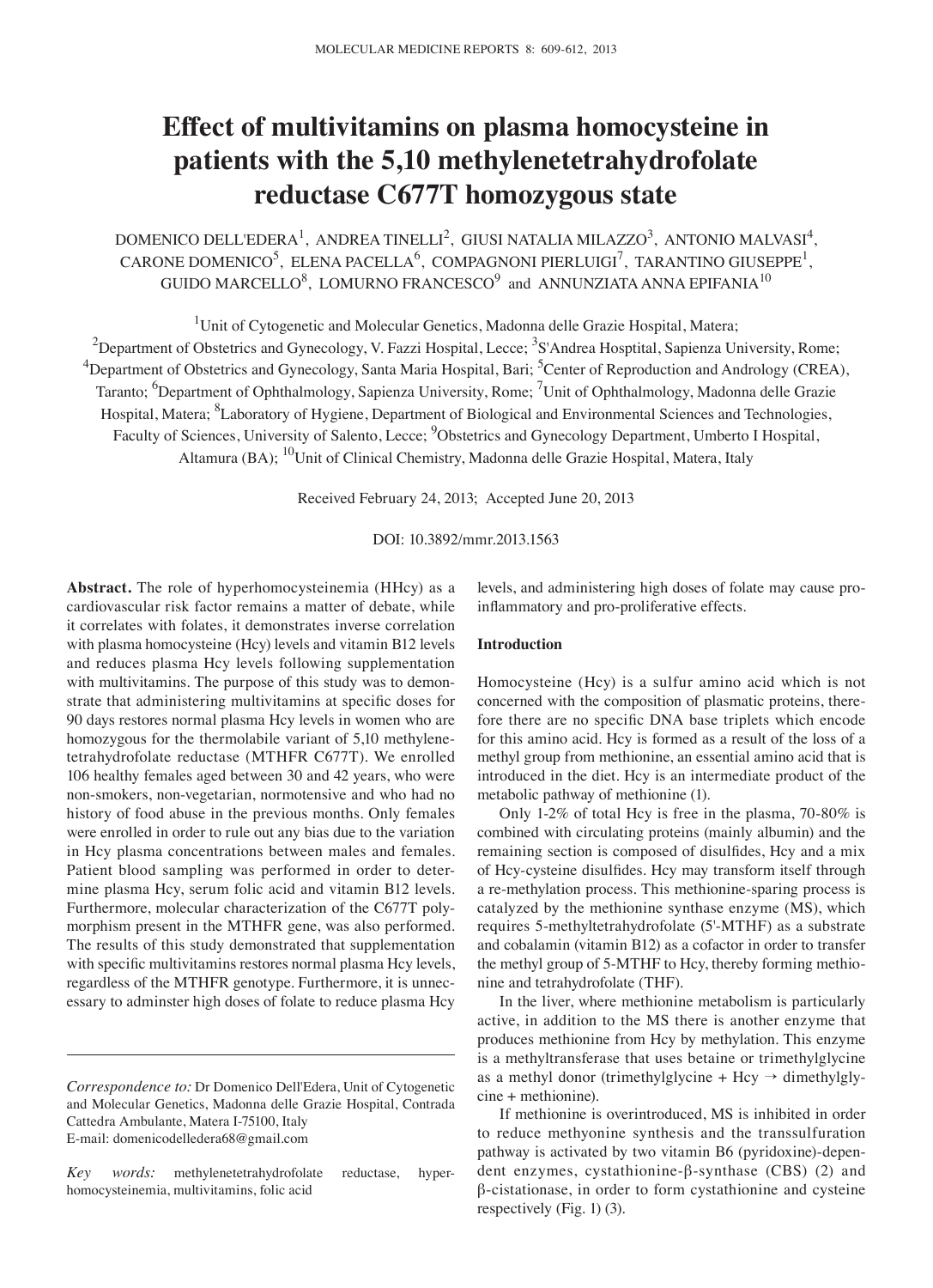# Effect of multivitamins on plasma homocysteine in patients with the 5,10 methylenetetrahydrofolate reductase C677T homozygous state

DOMENICO DELL'EDERA[1], ANDREA TINELLI[2], GIUSI NATALIA MILAZZO[3], ANTONIO MALVASI[4], CARONE DOMENICO[5], ELENA PACELLA[6], COMPAGNONI PIERLUIGI[7], TARANTINO GIUSEPPE[1], GUIDO MARCELLO[8], LOMURNO FRANCESCO[9] and ANNUNZIATA ANNA EPIFANIA[10]

[1]Unit of Cytogenetic and Molecular Genetics, Madonna delle Grazie Hospital, Matera; [2]Department of Obstetrics and Gynecology, V. Fazzi Hospital, Lecce; [3]S'Andrea Hosptital, Sapienza University, Rome; [4]Department of Obstetrics and Gynecology, Santa Maria Hospital, Bari; [5]Center of Reproduction and Andrology (CREA), Taranto; [6]Department of Ophthalmology, Sapienza University, Rome; [7]Unit of Ophthalmology, Madonna delle Grazie Hospital, Matera; [8]Laboratory of Hygiene, Department of Biological and Environmental Sciences and Technologies, Faculty of Sciences, University of Salento, Lecce; [9]Obstetrics and Gynecology Department, Umberto I Hospital, Altamura (BA); [10]Unit of Clinical Chemistry, Madonna delle Grazie Hospital, Matera, Italy

Received February 24, 2013; Accepted June 20, 2013

DOI: 10.3892/mmr.2013.1563

**Abstract.** The role of hyperhomocysteinemia (HHcy) as a cardiovascular risk factor remains a matter of debate, while it correlates with folates, it demonstrates inverse correlation with plasma homocysteine (Hcy) levels and vitamin B12 levels and reduces plasma Hcy levels following supplementation with multivitamins. The purpose of this study was to demonstrate that administering multivitamins at specific doses for 90 days restores normal plasma Hcy levels in women who are homozygous for the thermolabile variant of 5,10 methylenetetrahydrofolate reductase (MTHFR C677T). We enrolled 106 healthy females aged between 30 and 42 years, who were non-smokers, non-vegetarian, normotensive and who had no history of food abuse in the previous months. Only females were enrolled in order to rule out any bias due to the variation in Hcy plasma concentrations between males and females. Patient blood sampling was performed in order to determine plasma Hcy, serum folic acid and vitamin B12 levels. Furthermore, molecular characterization of the C677T polymorphism present in the MTHFR gene, was also performed. The results of this study demonstrated that supplementation with specific multivitamins restores normal plasma Hcy levels, regardless of the MTHFR genotype. Furthermore, it is unnecessary to adminster high doses of folate to reduce plasma Hcy levels, and administering high doses of folate may cause pro-inflammatory and pro-proliferative effects.

*Correspondence to:* Dr Domenico Dell'Edera, Unit of Cytogenetic and Molecular Genetics, Madonna delle Grazie Hospital, Contrada Cattedra Ambulante, Matera I-75100, Italy
E-mail: domenicodelledera68@gmail.com

*Key words:* methylenetetrahydrofolate reductase, hyperhomocysteinemia, multivitamins, folic acid

## Introduction

Homocysteine (Hcy) is a sulfur amino acid which is not concerned with the composition of plasmatic proteins, therefore there are no specific DNA base triplets which encode for this amino acid. Hcy is formed as a result of the loss of a methyl group from methionine, an essential amino acid that is introduced in the diet. Hcy is an intermediate product of the metabolic pathway of methionine (1).

Only 1-2% of total Hcy is free in the plasma, 70-80% is combined with circulating proteins (mainly albumin) and the remaining section is composed of disulfides, Hcy and a mix of Hcy-cysteine disulfides. Hcy may transform itself through a re-methylation process. This methionine-sparing process is catalyzed by the methionine synthase enzyme (MS), which requires 5-methyltetrahydrofolate (5'-MTHF) as a substrate and cobalamin (vitamin B12) as a cofactor in order to transfer the methyl group of 5-MTHF to Hcy, thereby forming methionine and tetrahydrofolate (THF).

In the liver, where methionine metabolism is particularly active, in addition to the MS there is another enzyme that produces methionine from Hcy by methylation. This enzyme is a methyltransferase that uses betaine or trimethylglycine as a methyl donor (trimethylglycine + Hcy → dimethylglycine + methionine).

If methionine is overintroduced, MS is inhibited in order to reduce methyonine synthesis and the transsulfuration pathway is activated by two vitamin B6 (pyridoxine)-dependent enzymes, cystathionine-β-synthase (CBS) (2) and β-cistationase, in order to form cystathionine and cysteine respectively (Fig. 1) (3).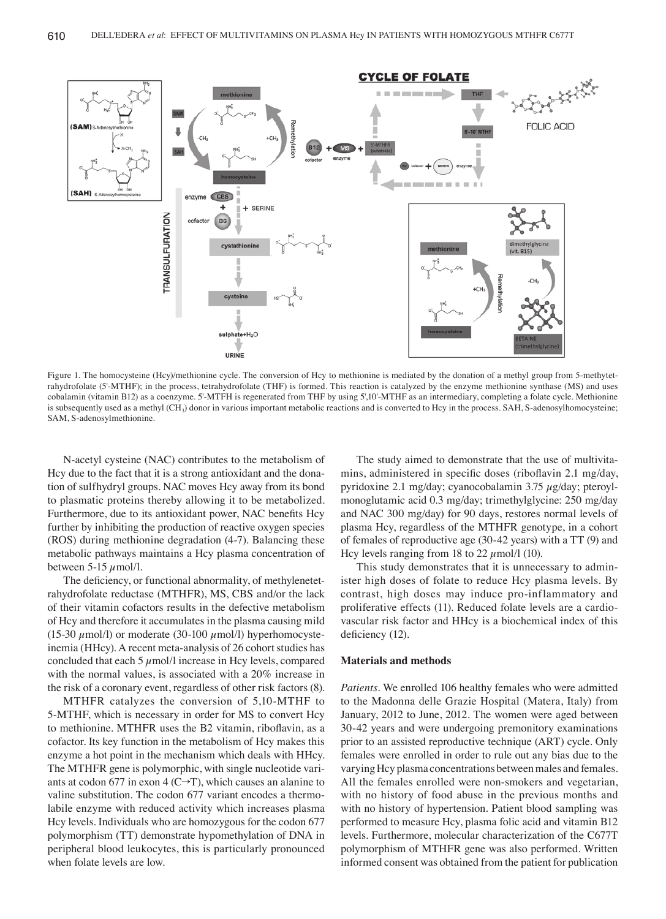Figure 1. The homocysteine (Hcy)/methionine cycle. The conversion of Hcy to methionine is mediated by the donation of a methyl group from 5-methytetrahydrofolate (5'-MTHF); in the process, tetrahydrofolate (THF) is formed. This reaction is catalyzed by the enzyme methionine synthase (MS) and uses cobalamin (vitamin B12) as a coenzyme. 5'-MTFH is regenerated from THF by using 5',10'-MTHF as an intermediary, completing a folate cycle. Methionine is subsequently used as a methyl ($CH_3$) donor in various important metabolic reactions and is converted to Hcy in the process. SAH, S-adenosylhomocysteine; SAM, S-adenosylmethionine.

N-acetyl cysteine (NAC) contributes to the metabolism of Hcy due to the fact that it is a strong antioxidant and the donation of sulfhydryl groups. NAC moves Hcy away from its bond to plasmatic proteins thereby allowing it to be metabolized. Furthermore, due to its antioxidant power, NAC benefits Hcy further by inhibiting the production of reactive oxygen species (ROS) during methionine degradation (4-7). Balancing these metabolic pathways maintains a Hcy plasma concentration of between 5-15 $\mu$mol/l.

The deficiency, or functional abnormality, of methylenetetrahydrofolate reductase (MTHFR), MS, CBS and/or the lack of their vitamin cofactors results in the defective metabolism of Hcy and therefore it accumulates in the plasma causing mild (15-30 $\mu$mol/l) or moderate (30-100 $\mu$mol/l) hyperhomocysteinemia (HHcy). A recent meta-analysis of 26 cohort studies has concluded that each 5 $\mu$mol/l increase in Hcy levels, compared with the normal values, is associated with a 20% increase in the risk of a coronary event, regardless of other risk factors (8).

MTHFR catalyzes the conversion of 5,10-MTHF to 5-MTHF, which is necessary in order for MS to convert Hcy to methionine. MTHFR uses the B2 vitamin, riboflavin, as a cofactor. Its key function in the metabolism of Hcy makes this enzyme a hot point in the mechanism which deals with HHcy. The MTHFR gene is polymorphic, with single nucleotide variants at codon 677 in exon 4 (C→T), which causes an alanine to valine substitution. The codon 677 variant encodes a thermolabile enzyme with reduced activity which increases plasma Hcy levels. Individuals who are homozygous for the codon 677 polymorphism (TT) demonstrate hypomethylation of DNA in peripheral blood leukocytes, this is particularly pronounced when folate levels are low.

The study aimed to demonstrate that the use of multivitamins, administered in specific doses (riboflavin 2.1 mg/day, pyridoxine 2.1 mg/day; cyanocobalamin 3.75 $\mu$g/day; pteroylmonoglutamic acid 0.3 mg/day; trimethylglycine: 250 mg/day and NAC 300 mg/day) for 90 days, restores normal levels of plasma Hcy, regardless of the MTHFR genotype, in a cohort of females of reproductive age (30-42 years) with a TT (9) and Hcy levels ranging from 18 to 22 $\mu$mol/l (10).

This study demonstrates that it is unnecessary to administer high doses of folate to reduce Hcy plasma levels. By contrast, high doses may induce pro-inflammatory and proliferative effects (11). Reduced folate levels are a cardiovascular risk factor and HHcy is a biochemical index of this deficiency (12).

## Materials and methods

*Patients.* We enrolled 106 healthy females who were admitted to the Madonna delle Grazie Hospital (Matera, Italy) from January, 2012 to June, 2012. The women were aged between 30-42 years and were undergoing premonitory examinations prior to an assisted reproductive technique (ART) cycle. Only females were enrolled in order to rule out any bias due to the varying Hcy plasma concentrations between males and females. All the females enrolled were non-smokers and vegetarian, with no history of food abuse in the previous months and with no history of hypertension. Patient blood sampling was performed to measure Hcy, plasma folic acid and vitamin B12 levels. Furthermore, molecular characterization of the C677T polymorphism of MTHFR gene was also performed. Written informed consent was obtained from the patient for publication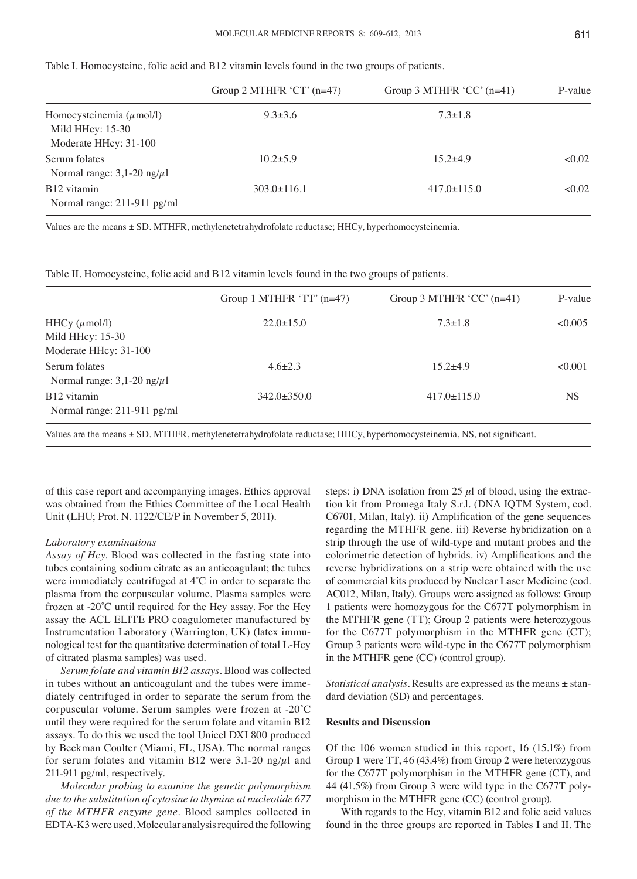Table I. Homocysteine, folic acid and B12 vitamin levels found in the two groups of patients.

| | Group 2 MTHFR 'CT' (n=47) | Group 3 MTHFR 'CC' (n=41) | P-value |
|---|---|---|---|
| Homocysteinemia ($\mu$mol/l)<br>Mild HHcy: 15-30<br>Moderate HHcy: 31-100 | 9.3±3.6 | 7.3±1.8 | |
| Serum folates<br>Normal range: 3,1-20 ng/$\mu$l | 10.2±5.9 | 15.2±4.9 | <0.02 |
| B12 vitamin<br>Normal range: 211-911 pg/ml | 303.0±116.1 | 417.0±115.0 | <0.02 |

Values are the means ± SD. MTHFR, methylenetetrahydrofolate reductase; HHCy, hyperhomocysteinemia.

Table II. Homocysteine, folic acid and B12 vitamin levels found in the two groups of patients.

| | Group 1 MTHFR 'TT' (n=47) | Group 3 MTHFR 'CC' (n=41) | P-value |
|---|---|---|---|
| HHCy ($\mu$mol/l)<br>Mild HHcy: 15-30<br>Moderate HHcy: 31-100 | 22.0±15.0 | 7.3±1.8 | <0.005 |
| Serum folates<br>Normal range: 3,1-20 ng/$\mu$l | 4.6±2.3 | 15.2±4.9 | <0.001 |
| B12 vitamin<br>Normal range: 211-911 pg/ml | 342.0±350.0 | 417.0±115.0 | NS |

Values are the means ± SD. MTHFR, methylenetetrahydrofolate reductase; HHCy, hyperhomocysteinemia, NS, not significant.

of this case report and accompanying images. Ethics approval was obtained from the Ethics Committee of the Local Health Unit (LHU; Prot. N. 1122/CE/P in November 5, 2011).

*Laboratory examinations*

*Assay of Hcy*. Blood was collected in the fasting state into tubes containing sodium citrate as an anticoagulant; the tubes were immediately centrifuged at 4˚C in order to separate the plasma from the corpuscular volume. Plasma samples were frozen at -20˚C until required for the Hcy assay. For the Hcy assay the ACL ELITE PRO coagulometer manufactured by Instrumentation Laboratory (Warrington, UK) (latex immunological test for the quantitative determination of total L-Hcy of citrated plasma samples) was used.

*Serum folate and vitamin B12 assays*. Blood was collected in tubes without an anticoagulant and the tubes were immediately centrifuged in order to separate the serum from the corpuscular volume. Serum samples were frozen at -20˚C until they were required for the serum folate and vitamin B12 assays. To do this we used the tool Unicel DXI 800 produced by Beckman Coulter (Miami, FL, USA). The normal ranges for serum folates and vitamin B12 were 3.1-20 ng/$\mu$l and 211-911 pg/ml, respectively.

*Molecular probing to examine the genetic polymorphism due to the substitution of cytosine to thymine at nucleotide 677 of the MTHFR enzyme gene*. Blood samples collected in EDTA-K3 were used. Molecular analysis required the following steps: i) DNA isolation from 25 $\mu$l of blood, using the extraction kit from Promega Italy S.r.l. (DNA IQTM System, cod. C6701, Milan, Italy). ii) Amplification of the gene sequences regarding the MTHFR gene. iii) Reverse hybridization on a strip through the use of wild-type and mutant probes and the colorimetric detection of hybrids. iv) Amplifications and the reverse hybridizations on a strip were obtained with the use of commercial kits produced by Nuclear Laser Medicine (cod. AC012, Milan, Italy). Groups were assigned as follows: Group 1 patients were homozygous for the C677T polymorphism in the MTHFR gene (TT); Group 2 patients were heterozygous for the C677T polymorphism in the MTHFR gene (CT); Group 3 patients were wild-type in the C677T polymorphism in the MTHFR gene (CC) (control group).

*Statistical analysis*. Results are expressed as the means ± standard deviation (SD) and percentages.

## Results and Discussion

Of the 106 women studied in this report, 16 (15.1%) from Group 1 were TT, 46 (43.4%) from Group 2 were heterozygous for the C677T polymorphism in the MTHFR gene (CT), and 44 (41.5%) from Group 3 were wild type in the C677T polymorphism in the MTHFR gene (CC) (control group).

With regards to the Hcy, vitamin B12 and folic acid values found in the three groups are reported in Tables I and II. The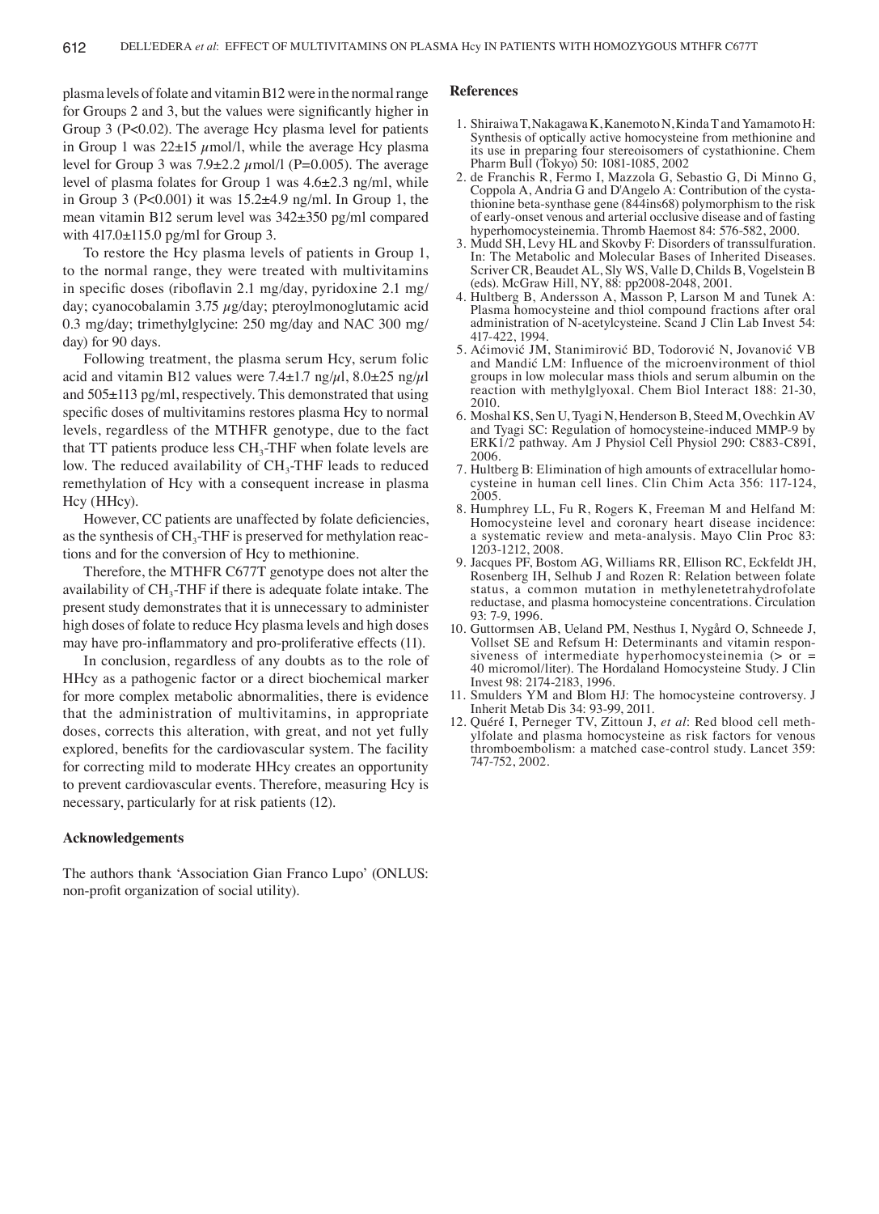plasma levels of folate and vitamin B12 were in the normal range for Groups 2 and 3, but the values were significantly higher in Group 3 (P<0.02). The average Hcy plasma level for patients in Group 1 was 22±15 $\mu$mol/l, while the average Hcy plasma level for Group 3 was 7.9±2.2 $\mu$mol/l (P=0.005). The average level of plasma folates for Group 1 was 4.6±2.3 ng/ml, while in Group 3 (P<0.001) it was 15.2±4.9 ng/ml. In Group 1, the mean vitamin B12 serum level was 342±350 pg/ml compared with 417.0±115.0 pg/ml for Group 3.

To restore the Hcy plasma levels of patients in Group 1, to the normal range, they were treated with multivitamins in specific doses (riboflavin 2.1 mg/day, pyridoxine 2.1 mg/day; cyanocobalamin 3.75 $\mu$g/day; pteroylmonoglutamic acid 0.3 mg/day; trimethylglycine: 250 mg/day and NAC 300 mg/day) for 90 days.

Following treatment, the plasma serum Hcy, serum folic acid and vitamin B12 values were 7.4±1.7 ng/$\mu$l, 8.0±25 ng/$\mu$l and 505±113 pg/ml, respectively. This demonstrated that using specific doses of multivitamins restores plasma Hcy to normal levels, regardless of the MTHFR genotype, due to the fact that TT patients produce less $CH_3$-THF when folate levels are low. The reduced availability of $CH_3$-THF leads to reduced remethylation of Hcy with a consequent increase in plasma Hcy (HHcy).

However, CC patients are unaffected by folate deficiencies, as the synthesis of $CH_3$-THF is preserved for methylation reactions and for the conversion of Hcy to methionine.

Therefore, the MTHFR C677T genotype does not alter the availability of $CH_3$-THF if there is adequate folate intake. The present study demonstrates that it is unnecessary to administer high doses of folate to reduce Hcy plasma levels and high doses may have pro-inflammatory and pro-proliferative effects (11).

In conclusion, regardless of any doubts as to the role of HHcy as a pathogenic factor or a direct biochemical marker for more complex metabolic abnormalities, there is evidence that the administration of multivitamins, in appropriate doses, corrects this alteration, with great, and not yet fully explored, benefits for the cardiovascular system. The facility for correcting mild to moderate HHcy creates an opportunity to prevent cardiovascular events. Therefore, measuring Hcy is necessary, particularly for at risk patients (12).

## Acknowledgements

The authors thank 'Association Gian Franco Lupo' (ONLUS: non-profit organization of social utility).

## References

1. Shiraiwa T, Nakagawa K, Kanemoto N, Kinda T and Yamamoto H: Synthesis of optically active homocysteine from methionine and its use in preparing four stereoisomers of cystathionine. Chem Pharm Bull (Tokyo) 50: 1081-1085, 2002
2. de Franchis R, Fermo I, Mazzola G, Sebastio G, Di Minno G, Coppola A, Andria G and D'Angelo A: Contribution of the cystathionine beta-synthase gene (844ins68) polymorphism to the risk of early-onset venous and arterial occlusive disease and of fasting hyperhomocysteinemia. Thromb Haemost 84: 576-582, 2000.
3. Mudd SH, Levy HL and Skovby F: Disorders of transsulfuration. In: The Metabolic and Molecular Bases of Inherited Diseases. Scriver CR, Beaudet AL, Sly WS, Valle D, Childs B, Vogelstein B (eds). McGraw Hill, NY, 88: pp2008-2048, 2001.
4. Hultberg B, Andersson A, Masson P, Larson M and Tunek A: Plasma homocysteine and thiol compound fractions after oral administration of N-acetylcysteine. Scand J Clin Lab Invest 54: 417-422, 1994.
5. Aćimović JM, Stanimirović BD, Todorović N, Jovanović VB and Mandić LM: Influence of the microenvironment of thiol groups in low molecular mass thiols and serum albumin on the reaction with methylglyoxal. Chem Biol Interact 188: 21-30, 2010.
6. Moshal KS, Sen U, Tyagi N, Henderson B, Steed M, Ovechkin AV and Tyagi SC: Regulation of homocysteine-induced MMP-9 by ERK1/2 pathway. Am J Physiol Cell Physiol 290: C883-C891, 2006.
7. Hultberg B: Elimination of high amounts of extracellular homocysteine in human cell lines. Clin Chim Acta 356: 117-124, 2005.
8. Humphrey LL, Fu R, Rogers K, Freeman M and Helfand M: Homocysteine level and coronary heart disease incidence: a systematic review and meta-analysis. Mayo Clin Proc 83: 1203-1212, 2008.
9. Jacques PF, Bostom AG, Williams RR, Ellison RC, Eckfeldt JH, Rosenberg IH, Selhub J and Rozen R: Relation between folate status, a common mutation in methylenetetrahydrofolate reductase, and plasma homocysteine concentrations. Circulation 93: 7-9, 1996.
10. Guttormsen AB, Ueland PM, Nesthus I, Nygård O, Schneede J, Vollset SE and Refsum H: Determinants and vitamin responsiveness of intermediate hyperhomocysteinemia (> or = 40 micromol/liter). The Hordaland Homocysteine Study. J Clin Invest 98: 2174-2183, 1996.
11. Smulders YM and Blom HJ: The homocysteine controversy. J Inherit Metab Dis 34: 93-99, 2011.
12. Quéré I, Perneger TV, Zittoun J, *et al*: Red blood cell methylfolate and plasma homocysteine as risk factors for venous thromboembolism: a matched case-control study. Lancet 359: 747-752, 2002.